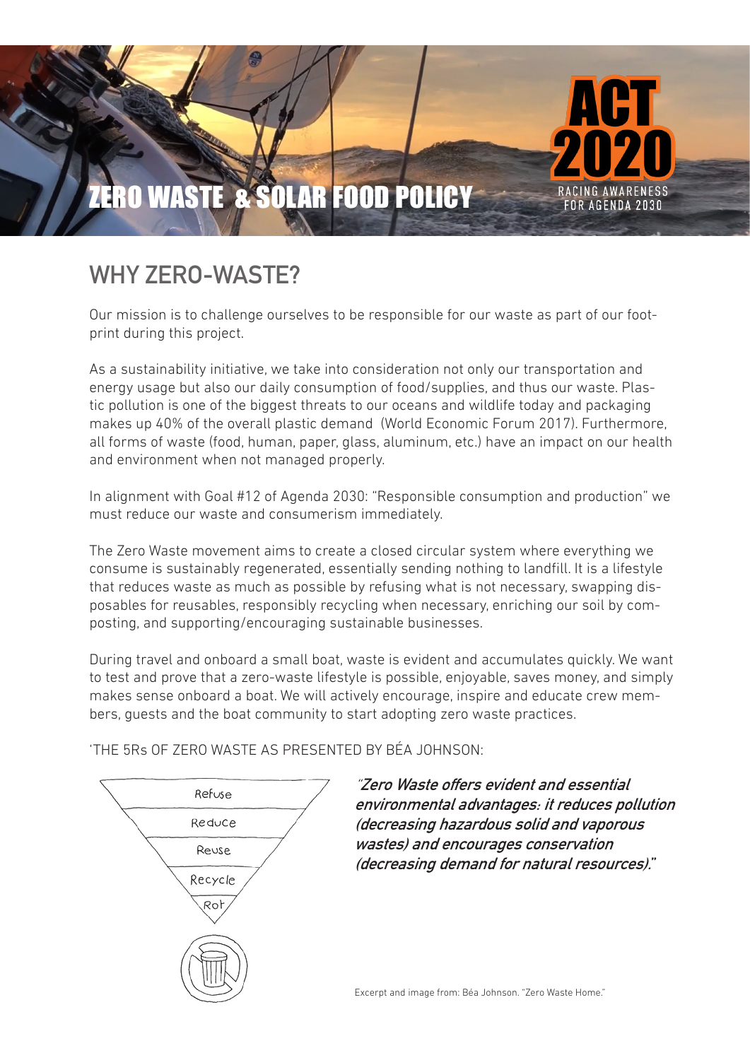# ZERO WASTE & SOLAR FOOD POLICY

ACT 2020
RACING AWARENESS FOR AGENDA 2030

## WHY ZERO-WASTE?

Our mission is to challenge ourselves to be responsible for our waste as part of our footprint during this project.

As a sustainability initiative, we take into consideration not only our transportation and energy usage but also our daily consumption of food/supplies, and thus our waste. Plastic pollution is one of the biggest threats to our oceans and wildlife today and packaging makes up 40% of the overall plastic demand (World Economic Forum 2017). Furthermore, all forms of waste (food, human, paper, glass, aluminum, etc.) have an impact on our health and environment when not managed properly.

In alignment with Goal #12 of Agenda 2030: "Responsible consumption and production" we must reduce our waste and consumerism immediately.

The Zero Waste movement aims to create a closed circular system where everything we consume is sustainably regenerated, essentially sending nothing to landfill. It is a lifestyle that reduces waste as much as possible by refusing what is not necessary, swapping disposables for reusables, responsibly recycling when necessary, enriching our soil by composting, and supporting/encouraging sustainable businesses.

During travel and onboard a small boat, waste is evident and accumulates quickly. We want to test and prove that a zero-waste lifestyle is possible, enjoyable, saves money, and simply makes sense onboard a boat. We will actively encourage, inspire and educate crew members, guests and the boat community to start adopting zero waste practices.

'THE 5Rs OF ZERO WASTE AS PRESENTED BY BÉA JOHNSON:

- Refuse
- Reduce
- Reuse
- Recycle
- Rot

***"Zero Waste offers evident and essential environmental advantages: it reduces pollution (decreasing hazardous solid and vaporous wastes) and encourages conservation (decreasing demand for natural resources)."***

Excerpt and image from: Béa Johnson. "Zero Waste Home."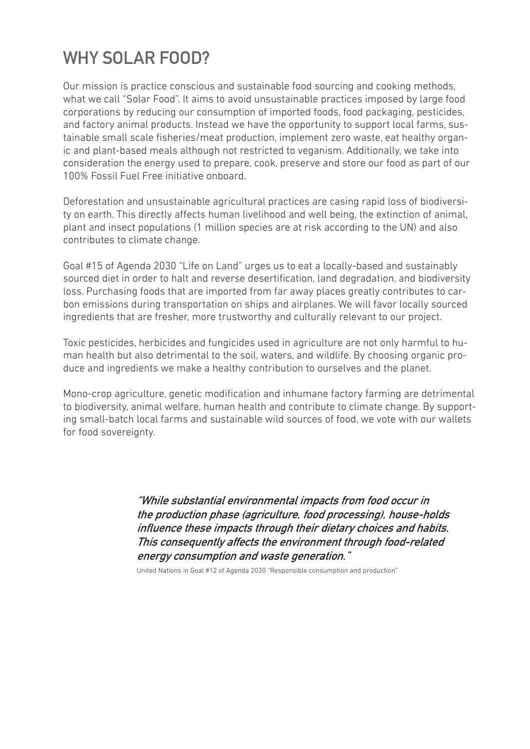# WHY SOLAR FOOD?

Our mission is practice conscious and sustainable food sourcing and cooking methods, what we call "Solar Food". It aims to avoid unsustainable practices imposed by large food corporations by reducing our consumption of imported foods, food packaging, pesticides, and factory animal products. Instead we have the opportunity to support local farms, sustainable small scale fisheries/meat production, implement zero waste, eat healthy organic and plant-based meals although not restricted to veganism. Additionally, we take into consideration the energy used to prepare, cook, preserve and store our food as part of our 100% Fossil Fuel Free initiative onboard.

Deforestation and unsustainable agricultural practices are casing rapid loss of biodiversity on earth. This directly affects human livelihood and well being, the extinction of animal, plant and insect populations (1 million species are at risk according to the UN) and also contributes to climate change.

Goal #15 of Agenda 2030 "Life on Land" urges us to eat a locally-based and sustainably sourced diet in order to halt and reverse desertification, land degradation, and biodiversity loss. Purchasing foods that are imported from far away places greatly contributes to carbon emissions during transportation on ships and airplanes. We will favor locally sourced ingredients that are fresher, more trustworthy and culturally relevant to our project.

Toxic pesticides, herbicides and fungicides used in agriculture are not only harmful to human health but also detrimental to the soil, waters, and wildlife. By choosing organic produce and ingredients we make a healthy contribution to ourselves and the planet.

Mono-crop agriculture, genetic modification and inhumane factory farming are detrimental to biodiversity, animal welfare, human health and contribute to climate change. By supporting small-batch local farms and sustainable wild sources of food, we vote with our wallets for food sovereignty.

> *"While substantial environmental impacts from food occur in the production phase (agriculture, food processing), house-holds influence these impacts through their dietary choices and habits. This consequently affects the environment through food-related energy consumption and waste generation."*
>
> United Nations in Goal #12 of Agenda 2030 "Responsible consumption and production"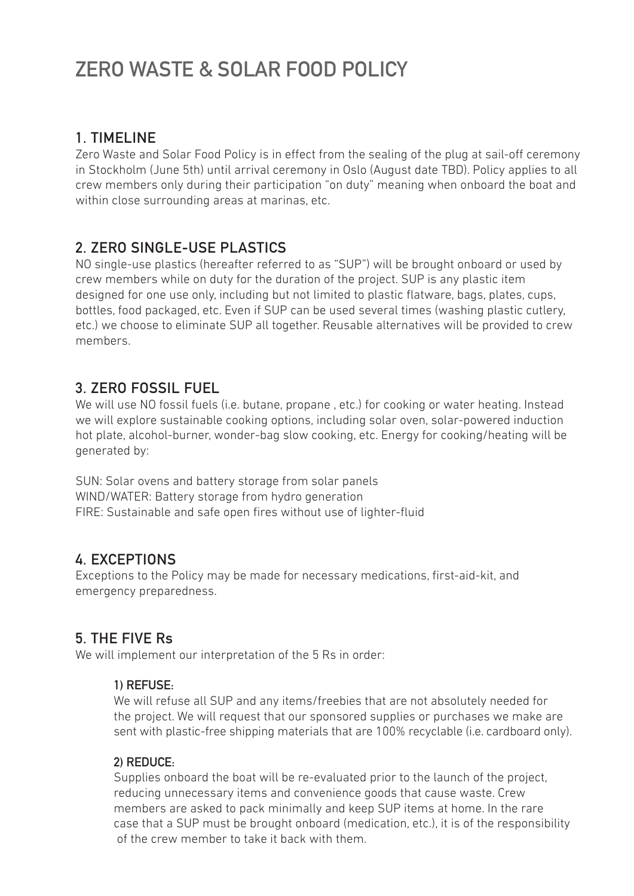# ZERO WASTE & SOLAR FOOD POLICY

## 1. TIMELINE

Zero Waste and Solar Food Policy is in effect from the sealing of the plug at sail-off ceremony in Stockholm (June 5th) until arrival ceremony in Oslo (August date TBD). Policy applies to all crew members only during their participation "on duty" meaning when onboard the boat and within close surrounding areas at marinas, etc.

## 2. ZERO SINGLE-USE PLASTICS

NO single-use plastics (hereafter referred to as "SUP") will be brought onboard or used by crew members while on duty for the duration of the project. SUP is any plastic item designed for one use only, including but not limited to plastic flatware, bags, plates, cups, bottles, food packaged, etc. Even if SUP can be used several times (washing plastic cutlery, etc.) we choose to eliminate SUP all together. Reusable alternatives will be provided to crew members.

## 3. ZERO FOSSIL FUEL

We will use NO fossil fuels (i.e. butane, propane , etc.) for cooking or water heating. Instead we will explore sustainable cooking options, including solar oven, solar-powered induction hot plate, alcohol-burner, wonder-bag slow cooking, etc. Energy for cooking/heating will be generated by:

SUN: Solar ovens and battery storage from solar panels
WIND/WATER: Battery storage from hydro generation
FIRE: Sustainable and safe open fires without use of lighter-fluid

## 4. EXCEPTIONS

Exceptions to the Policy may be made for necessary medications, first-aid-kit, and emergency preparedness.

## 5. THE FIVE Rs

We will implement our interpretation of the 5 Rs in order:

### 1) REFUSE:

We will refuse all SUP and any items/freebies that are not absolutely needed for the project. We will request that our sponsored supplies or purchases we make are sent with plastic-free shipping materials that are 100% recyclable (i.e. cardboard only).

### 2) REDUCE:

Supplies onboard the boat will be re-evaluated prior to the launch of the project, reducing unnecessary items and convenience goods that cause waste. Crew members are asked to pack minimally and keep SUP items at home. In the rare case that a SUP must be brought onboard (medication, etc.), it is of the responsibility of the crew member to take it back with them.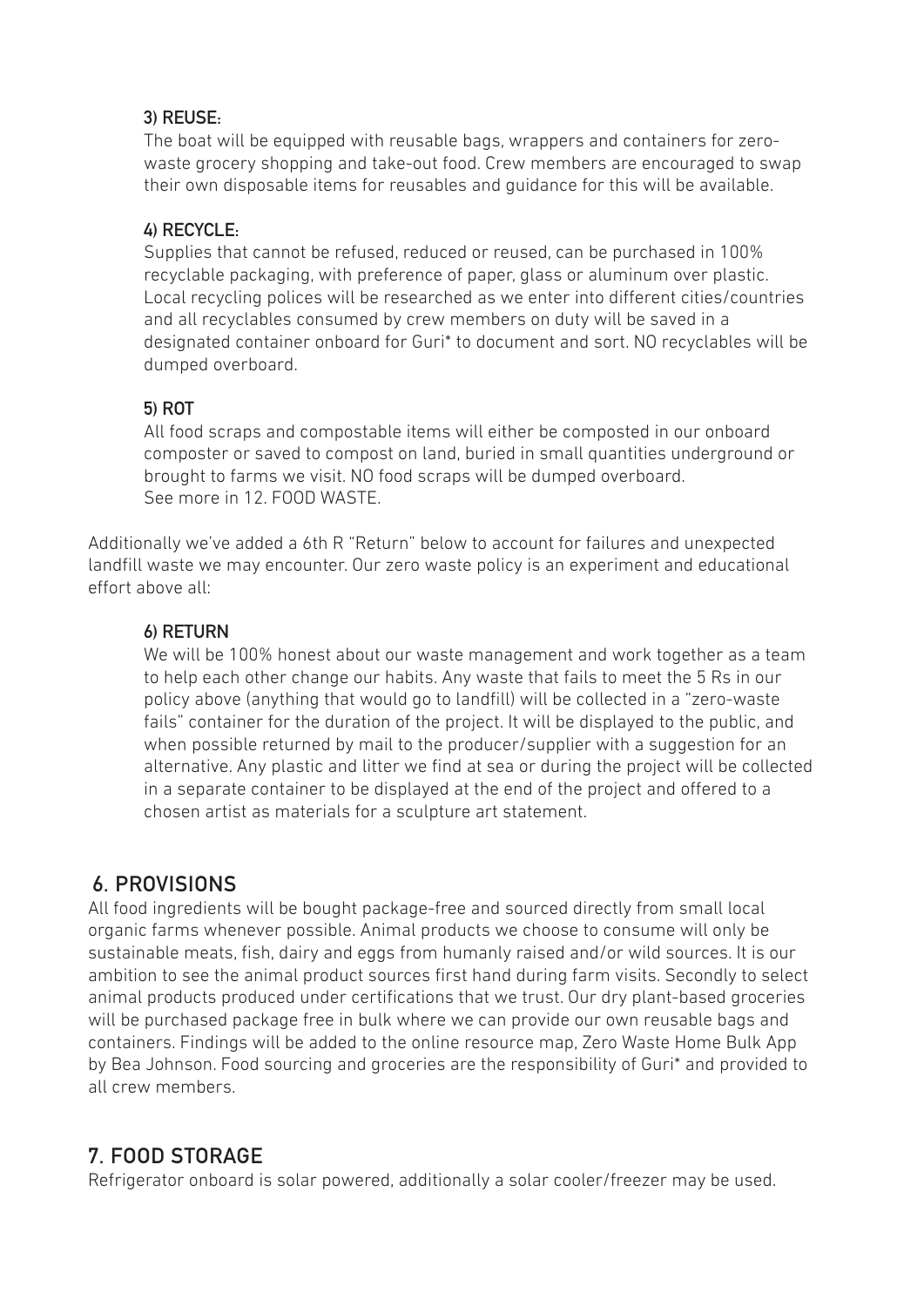#### 3) REUSE:

The boat will be equipped with reusable bags, wrappers and containers for zero-waste grocery shopping and take-out food. Crew members are encouraged to swap their own disposable items for reusables and guidance for this will be available.

#### 4) RECYCLE:

Supplies that cannot be refused, reduced or reused, can be purchased in 100% recyclable packaging, with preference of paper, glass or aluminum over plastic. Local recycling polices will be researched as we enter into different cities/countries and all recyclables consumed by crew members on duty will be saved in a designated container onboard for Guri* to document and sort. NO recyclables will be dumped overboard.

#### 5) ROT

All food scraps and compostable items will either be composted in our onboard composter or saved to compost on land, buried in small quantities underground or brought to farms we visit. NO food scraps will be dumped overboard.
See more in 12. FOOD WASTE.

Additionally we've added a 6th R "Return" below to account for failures and unexpected landfill waste we may encounter. Our zero waste policy is an experiment and educational effort above all:

#### 6) RETURN

We will be 100% honest about our waste management and work together as a team to help each other change our habits. Any waste that fails to meet the 5 Rs in our policy above (anything that would go to landfill) will be collected in a "zero-waste fails" container for the duration of the project. It will be displayed to the public, and when possible returned by mail to the producer/supplier with a suggestion for an alternative. Any plastic and litter we find at sea or during the project will be collected in a separate container to be displayed at the end of the project and offered to a chosen artist as materials for a sculpture art statement.

## 6. PROVISIONS

All food ingredients will be bought package-free and sourced directly from small local organic farms whenever possible. Animal products we choose to consume will only be sustainable meats, fish, dairy and eggs from humanly raised and/or wild sources. It is our ambition to see the animal product sources first hand during farm visits. Secondly to select animal products produced under certifications that we trust. Our dry plant-based groceries will be purchased package free in bulk where we can provide our own reusable bags and containers. Findings will be added to the online resource map, Zero Waste Home Bulk App by Bea Johnson. Food sourcing and groceries are the responsibility of Guri* and provided to all crew members.

## 7. FOOD STORAGE

Refrigerator onboard is solar powered, additionally a solar cooler/freezer may be used.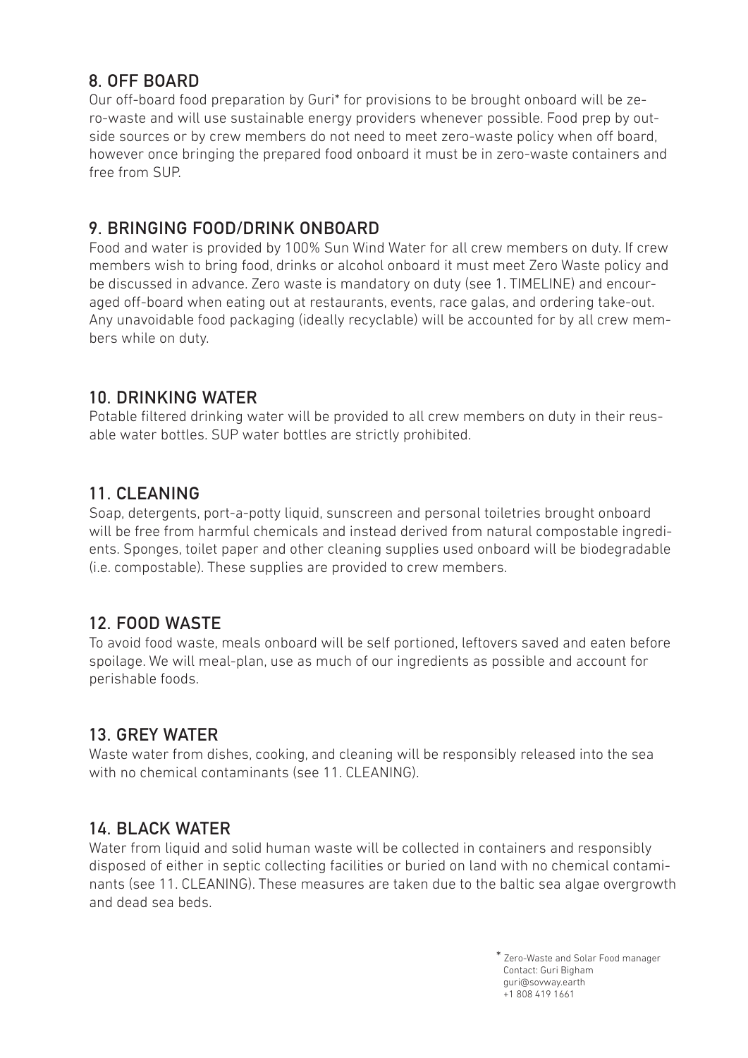## 8. OFF BOARD

Our off-board food preparation by Guri* for provisions to be brought onboard will be zero-waste and will use sustainable energy providers whenever possible. Food prep by outside sources or by crew members do not need to meet zero-waste policy when off board, however once bringing the prepared food onboard it must be in zero-waste containers and free from SUP.

## 9. BRINGING FOOD/DRINK ONBOARD

Food and water is provided by 100% Sun Wind Water for all crew members on duty. If crew members wish to bring food, drinks or alcohol onboard it must meet Zero Waste policy and be discussed in advance. Zero waste is mandatory on duty (see 1. TIMELINE) and encouraged off-board when eating out at restaurants, events, race galas, and ordering take-out. Any unavoidable food packaging (ideally recyclable) will be accounted for by all crew members while on duty.

## 10. DRINKING WATER

Potable filtered drinking water will be provided to all crew members on duty in their reusable water bottles. SUP water bottles are strictly prohibited.

## 11. CLEANING

Soap, detergents, port-a-potty liquid, sunscreen and personal toiletries brought onboard will be free from harmful chemicals and instead derived from natural compostable ingredients. Sponges, toilet paper and other cleaning supplies used onboard will be biodegradable (i.e. compostable). These supplies are provided to crew members.

## 12. FOOD WASTE

To avoid food waste, meals onboard will be self portioned, leftovers saved and eaten before spoilage. We will meal-plan, use as much of our ingredients as possible and account for perishable foods.

## 13. GREY WATER

Waste water from dishes, cooking, and cleaning will be responsibly released into the sea with no chemical contaminants (see 11. CLEANING).

## 14. BLACK WATER

Water from liquid and solid human waste will be collected in containers and responsibly disposed of either in septic collecting facilities or buried on land with no chemical contaminants (see 11. CLEANING). These measures are taken due to the baltic sea algae overgrowth and dead sea beds.

* Zero-Waste and Solar Food manager
Contact: Guri Bigham
guri@sovway.earth
+1 808 419 1661